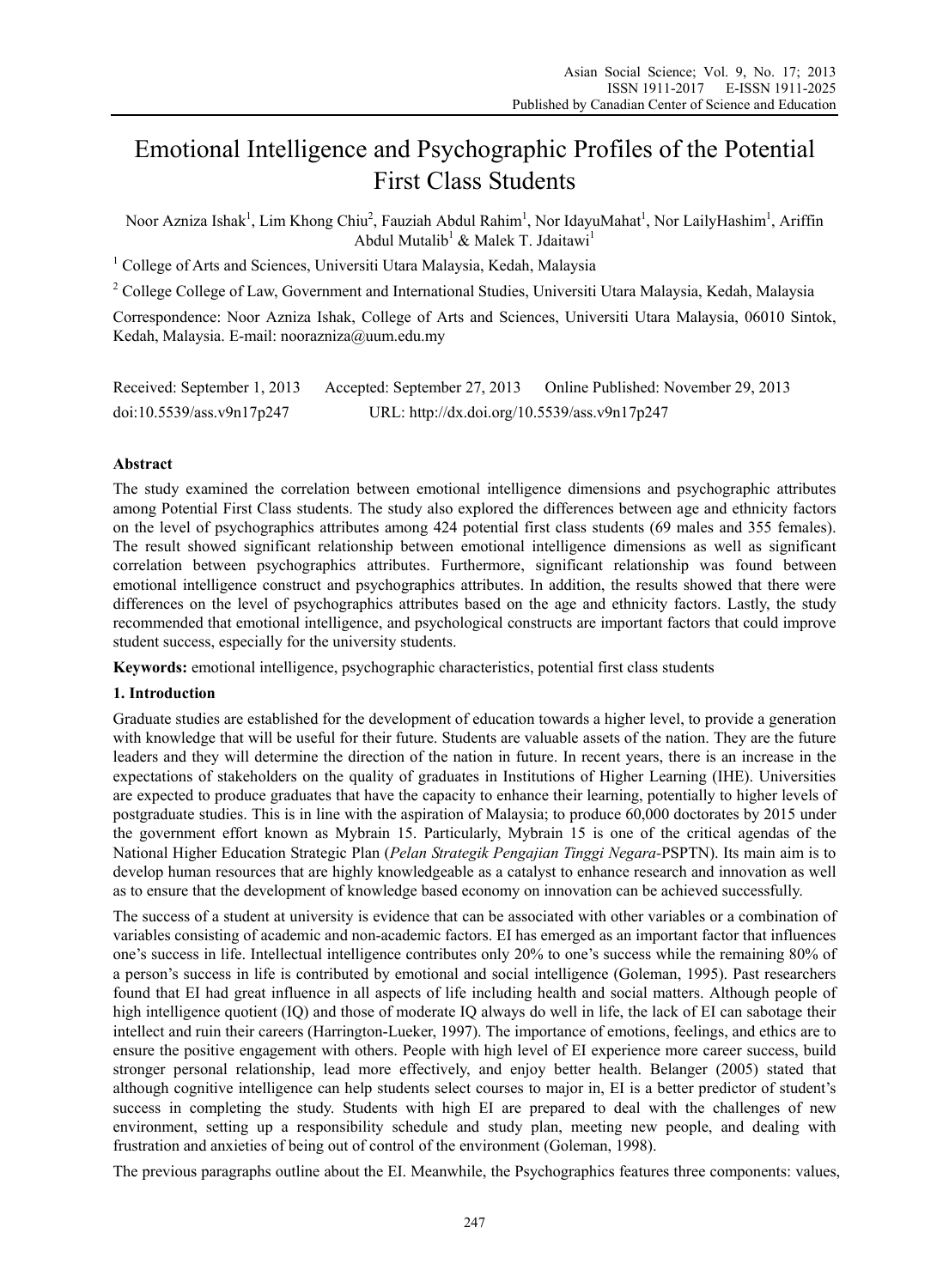# Emotional Intelligence and Psychographic Profiles of the Potential First Class Students

Noor Azniza Ishak[1], Lim Khong Chiu[2], Fauziah Abdul Rahim[1], Nor IdayuMahat[1], Nor LailyHashim[1], Ariffin Abdul Mutalib[1] & Malek T. Jdaitawi[1]

[1] College of Arts and Sciences, Universiti Utara Malaysia, Kedah, Malaysia

[2] College College of Law, Government and International Studies, Universiti Utara Malaysia, Kedah, Malaysia

Correspondence: Noor Azniza Ishak, College of Arts and Sciences, Universiti Utara Malaysia, 06010 Sintok, Kedah, Malaysia. E-mail: noorazniza@uum.edu.my

Received: September 1, 2013 Accepted: September 27, 2013 Online Published: November 29, 2013

doi:10.5539/ass.v9n17p247 URL: http://dx.doi.org/10.5539/ass.v9n17p247

## Abstract

The study examined the correlation between emotional intelligence dimensions and psychographic attributes among Potential First Class students. The study also explored the differences between age and ethnicity factors on the level of psychographics attributes among 424 potential first class students (69 males and 355 females). The result showed significant relationship between emotional intelligence dimensions as well as significant correlation between psychographics attributes. Furthermore, significant relationship was found between emotional intelligence construct and psychographics attributes. In addition, the results showed that there were differences on the level of psychographics attributes based on the age and ethnicity factors. Lastly, the study recommended that emotional intelligence, and psychological constructs are important factors that could improve student success, especially for the university students.

**Keywords:** emotional intelligence, psychographic characteristics, potential first class students

## 1. Introduction

Graduate studies are established for the development of education towards a higher level, to provide a generation with knowledge that will be useful for their future. Students are valuable assets of the nation. They are the future leaders and they will determine the direction of the nation in future. In recent years, there is an increase in the expectations of stakeholders on the quality of graduates in Institutions of Higher Learning (IHE). Universities are expected to produce graduates that have the capacity to enhance their learning, potentially to higher levels of postgraduate studies. This is in line with the aspiration of Malaysia; to produce 60,000 doctorates by 2015 under the government effort known as Mybrain 15. Particularly, Mybrain 15 is one of the critical agendas of the National Higher Education Strategic Plan (*Pelan Strategik Pengajian Tinggi Negara*-PSPTN). Its main aim is to develop human resources that are highly knowledgeable as a catalyst to enhance research and innovation as well as to ensure that the development of knowledge based economy on innovation can be achieved successfully.

The success of a student at university is evidence that can be associated with other variables or a combination of variables consisting of academic and non-academic factors. EI has emerged as an important factor that influences one's success in life. Intellectual intelligence contributes only 20% to one's success while the remaining 80% of a person's success in life is contributed by emotional and social intelligence (Goleman, 1995). Past researchers found that EI had great influence in all aspects of life including health and social matters. Although people of high intelligence quotient (IQ) and those of moderate IQ always do well in life, the lack of EI can sabotage their intellect and ruin their careers (Harrington-Lueker, 1997). The importance of emotions, feelings, and ethics are to ensure the positive engagement with others. People with high level of EI experience more career success, build stronger personal relationship, lead more effectively, and enjoy better health. Belanger (2005) stated that although cognitive intelligence can help students select courses to major in, EI is a better predictor of student's success in completing the study. Students with high EI are prepared to deal with the challenges of new environment, setting up a responsibility schedule and study plan, meeting new people, and dealing with frustration and anxieties of being out of control of the environment (Goleman, 1998).

The previous paragraphs outline about the EI. Meanwhile, the Psychographics features three components: values,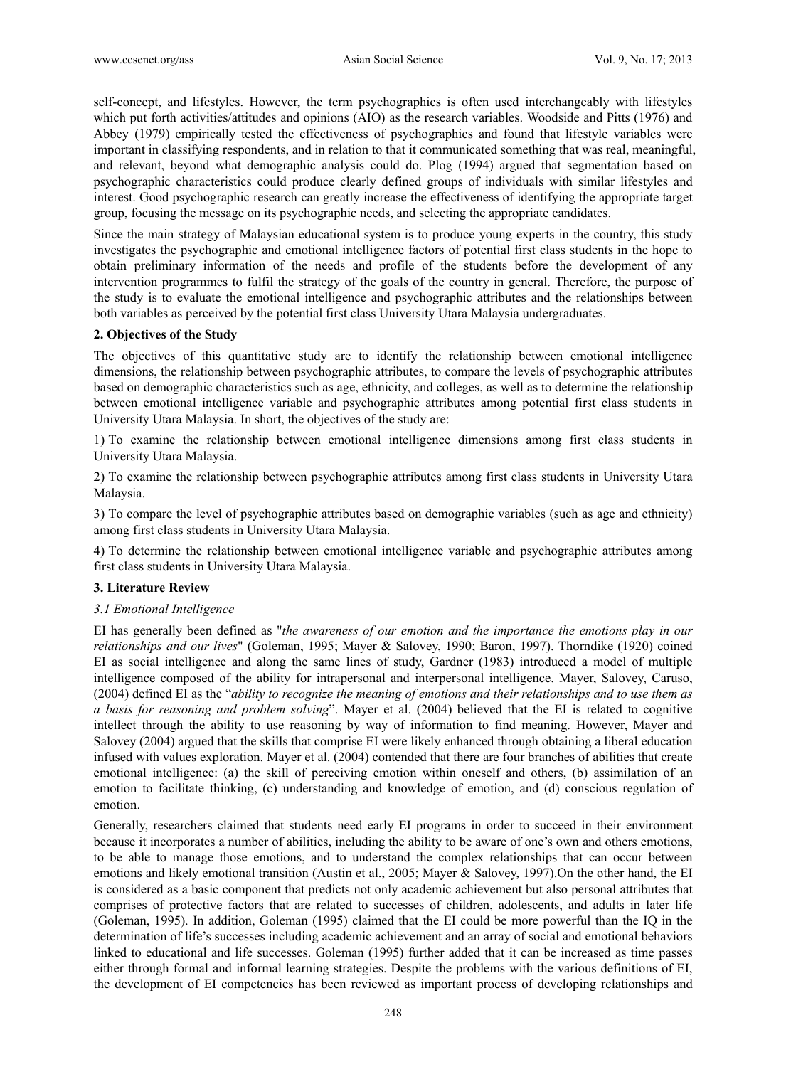self-concept, and lifestyles. However, the term psychographics is often used interchangeably with lifestyles which put forth activities/attitudes and opinions (AIO) as the research variables. Woodside and Pitts (1976) and Abbey (1979) empirically tested the effectiveness of psychographics and found that lifestyle variables were important in classifying respondents, and in relation to that it communicated something that was real, meaningful, and relevant, beyond what demographic analysis could do. Plog (1994) argued that segmentation based on psychographic characteristics could produce clearly defined groups of individuals with similar lifestyles and interest. Good psychographic research can greatly increase the effectiveness of identifying the appropriate target group, focusing the message on its psychographic needs, and selecting the appropriate candidates.

Since the main strategy of Malaysian educational system is to produce young experts in the country, this study investigates the psychographic and emotional intelligence factors of potential first class students in the hope to obtain preliminary information of the needs and profile of the students before the development of any intervention programmes to fulfil the strategy of the goals of the country in general. Therefore, the purpose of the study is to evaluate the emotional intelligence and psychographic attributes and the relationships between both variables as perceived by the potential first class University Utara Malaysia undergraduates.

## 2. Objectives of the Study

The objectives of this quantitative study are to identify the relationship between emotional intelligence dimensions, the relationship between psychographic attributes, to compare the levels of psychographic attributes based on demographic characteristics such as age, ethnicity, and colleges, as well as to determine the relationship between emotional intelligence variable and psychographic attributes among potential first class students in University Utara Malaysia. In short, the objectives of the study are:

1) To examine the relationship between emotional intelligence dimensions among first class students in University Utara Malaysia.

2) To examine the relationship between psychographic attributes among first class students in University Utara Malaysia.

3) To compare the level of psychographic attributes based on demographic variables (such as age and ethnicity) among first class students in University Utara Malaysia.

4) To determine the relationship between emotional intelligence variable and psychographic attributes among first class students in University Utara Malaysia.

## 3. Literature Review

### 3.1 Emotional Intelligence

EI has generally been defined as "*the awareness of our emotion and the importance the emotions play in our relationships and our lives*" (Goleman, 1995; Mayer & Salovey, 1990; Baron, 1997). Thorndike (1920) coined EI as social intelligence and along the same lines of study, Gardner (1983) introduced a model of multiple intelligence composed of the ability for intrapersonal and interpersonal intelligence. Mayer, Salovey, Caruso, (2004) defined EI as the "*ability to recognize the meaning of emotions and their relationships and to use them as a basis for reasoning and problem solving*". Mayer et al. (2004) believed that the EI is related to cognitive intellect through the ability to use reasoning by way of information to find meaning. However, Mayer and Salovey (2004) argued that the skills that comprise EI were likely enhanced through obtaining a liberal education infused with values exploration. Mayer et al. (2004) contended that there are four branches of abilities that create emotional intelligence: (a) the skill of perceiving emotion within oneself and others, (b) assimilation of an emotion to facilitate thinking, (c) understanding and knowledge of emotion, and (d) conscious regulation of emotion.

Generally, researchers claimed that students need early EI programs in order to succeed in their environment because it incorporates a number of abilities, including the ability to be aware of one's own and others emotions, to be able to manage those emotions, and to understand the complex relationships that can occur between emotions and likely emotional transition (Austin et al., 2005; Mayer & Salovey, 1997).On the other hand, the EI is considered as a basic component that predicts not only academic achievement but also personal attributes that comprises of protective factors that are related to successes of children, adolescents, and adults in later life (Goleman, 1995). In addition, Goleman (1995) claimed that the EI could be more powerful than the IQ in the determination of life's successes including academic achievement and an array of social and emotional behaviors linked to educational and life successes. Goleman (1995) further added that it can be increased as time passes either through formal and informal learning strategies. Despite the problems with the various definitions of EI, the development of EI competencies has been reviewed as important process of developing relationships and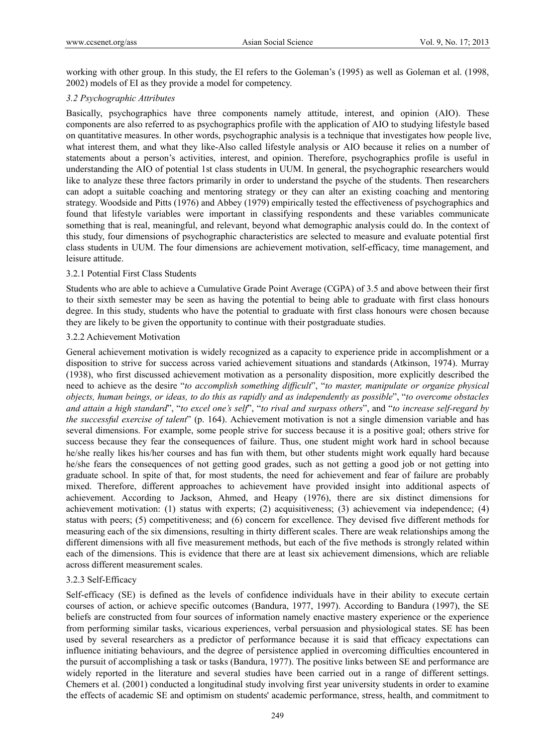working with other group. In this study, the EI refers to the Goleman's (1995) as well as Goleman et al. (1998, 2002) models of EI as they provide a model for competency.

### *3.2 Psychographic Attributes*

Basically, psychographics have three components namely attitude, interest, and opinion (AIO). These components are also referred to as psychographics profile with the application of AIO to studying lifestyle based on quantitative measures. In other words, psychographic analysis is a technique that investigates how people live, what interest them, and what they like-Also called lifestyle analysis or AIO because it relies on a number of statements about a person's activities, interest, and opinion. Therefore, psychographics profile is useful in understanding the AIO of potential 1st class students in UUM. In general, the psychographic researchers would like to analyze these three factors primarily in order to understand the psyche of the students. Then researchers can adopt a suitable coaching and mentoring strategy or they can alter an existing coaching and mentoring strategy. Woodside and Pitts (1976) and Abbey (1979) empirically tested the effectiveness of psychographics and found that lifestyle variables were important in classifying respondents and these variables communicate something that is real, meaningful, and relevant, beyond what demographic analysis could do. In the context of this study, four dimensions of psychographic characteristics are selected to measure and evaluate potential first class students in UUM. The four dimensions are achievement motivation, self-efficacy, time management, and leisure attitude.

#### 3.2.1 Potential First Class Students

Students who are able to achieve a Cumulative Grade Point Average (CGPA) of 3.5 and above between their first to their sixth semester may be seen as having the potential to being able to graduate with first class honours degree. In this study, students who have the potential to graduate with first class honours were chosen because they are likely to be given the opportunity to continue with their postgraduate studies.

#### 3.2.2 Achievement Motivation

General achievement motivation is widely recognized as a capacity to experience pride in accomplishment or a disposition to strive for success across varied achievement situations and standards (Atkinson, 1974). Murray (1938), who first discussed achievement motivation as a personality disposition, more explicitly described the need to achieve as the desire "*to accomplish something difficult*", "*to master, manipulate or organize physical objects, human beings, or ideas, to do this as rapidly and as independently as possible*", "*to overcome obstacles and attain a high standard*", "*to excel one's self*", "*to rival and surpass others*", and "*to increase self-regard by the successful exercise of talent*" (p. 164). Achievement motivation is not a single dimension variable and has several dimensions. For example, some people strive for success because it is a positive goal; others strive for success because they fear the consequences of failure. Thus, one student might work hard in school because he/she really likes his/her courses and has fun with them, but other students might work equally hard because he/she fears the consequences of not getting good grades, such as not getting a good job or not getting into graduate school. In spite of that, for most students, the need for achievement and fear of failure are probably mixed. Therefore, different approaches to achievement have provided insight into additional aspects of achievement. According to Jackson, Ahmed, and Heapy (1976), there are six distinct dimensions for achievement motivation: (1) status with experts; (2) acquisitiveness; (3) achievement via independence; (4) status with peers; (5) competitiveness; and (6) concern for excellence. They devised five different methods for measuring each of the six dimensions, resulting in thirty different scales. There are weak relationships among the different dimensions with all five measurement methods, but each of the five methods is strongly related within each of the dimensions. This is evidence that there are at least six achievement dimensions, which are reliable across different measurement scales.

#### 3.2.3 Self-Efficacy

Self-efficacy (SE) is defined as the levels of confidence individuals have in their ability to execute certain courses of action, or achieve specific outcomes (Bandura, 1977, 1997). According to Bandura (1997), the SE beliefs are constructed from four sources of information namely enactive mastery experience or the experience from performing similar tasks, vicarious experiences, verbal persuasion and physiological states. SE has been used by several researchers as a predictor of performance because it is said that efficacy expectations can influence initiating behaviours, and the degree of persistence applied in overcoming difficulties encountered in the pursuit of accomplishing a task or tasks (Bandura, 1977). The positive links between SE and performance are widely reported in the literature and several studies have been carried out in a range of different settings. Chemers et al. (2001) conducted a longitudinal study involving first year university students in order to examine the effects of academic SE and optimism on students' academic performance, stress, health, and commitment to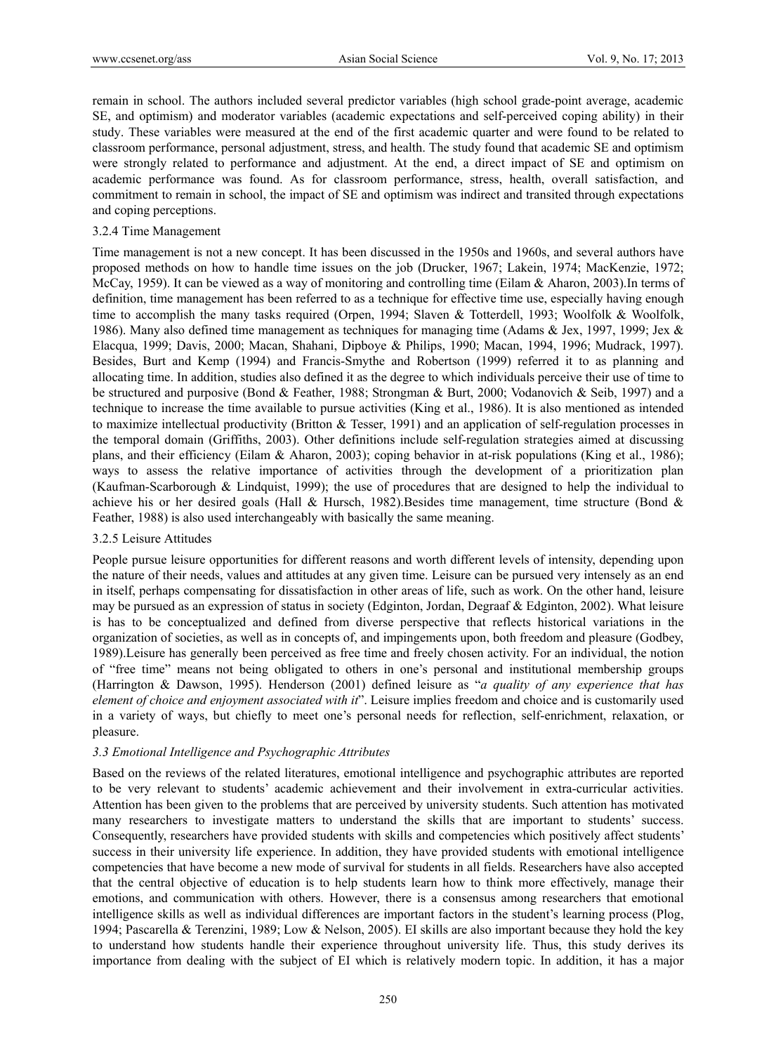remain in school. The authors included several predictor variables (high school grade-point average, academic SE, and optimism) and moderator variables (academic expectations and self-perceived coping ability) in their study. These variables were measured at the end of the first academic quarter and were found to be related to classroom performance, personal adjustment, stress, and health. The study found that academic SE and optimism were strongly related to performance and adjustment. At the end, a direct impact of SE and optimism on academic performance was found. As for classroom performance, stress, health, overall satisfaction, and commitment to remain in school, the impact of SE and optimism was indirect and transited through expectations and coping perceptions.

#### 3.2.4 Time Management

Time management is not a new concept. It has been discussed in the 1950s and 1960s, and several authors have proposed methods on how to handle time issues on the job (Drucker, 1967; Lakein, 1974; MacKenzie, 1972; McCay, 1959). It can be viewed as a way of monitoring and controlling time (Eilam & Aharon, 2003).In terms of definition, time management has been referred to as a technique for effective time use, especially having enough time to accomplish the many tasks required (Orpen, 1994; Slaven & Totterdell, 1993; Woolfolk & Woolfolk, 1986). Many also defined time management as techniques for managing time (Adams & Jex, 1997, 1999; Jex & Elacqua, 1999; Davis, 2000; Macan, Shahani, Dipboye & Philips, 1990; Macan, 1994, 1996; Mudrack, 1997). Besides, Burt and Kemp (1994) and Francis-Smythe and Robertson (1999) referred it to as planning and allocating time. In addition, studies also defined it as the degree to which individuals perceive their use of time to be structured and purposive (Bond & Feather, 1988; Strongman & Burt, 2000; Vodanovich & Seib, 1997) and a technique to increase the time available to pursue activities (King et al., 1986). It is also mentioned as intended to maximize intellectual productivity (Britton & Tesser, 1991) and an application of self-regulation processes in the temporal domain (Griffiths, 2003). Other definitions include self-regulation strategies aimed at discussing plans, and their efficiency (Eilam & Aharon, 2003); coping behavior in at-risk populations (King et al., 1986); ways to assess the relative importance of activities through the development of a prioritization plan (Kaufman-Scarborough & Lindquist, 1999); the use of procedures that are designed to help the individual to achieve his or her desired goals (Hall & Hursch, 1982).Besides time management, time structure (Bond & Feather, 1988) is also used interchangeably with basically the same meaning.

#### 3.2.5 Leisure Attitudes

People pursue leisure opportunities for different reasons and worth different levels of intensity, depending upon the nature of their needs, values and attitudes at any given time. Leisure can be pursued very intensely as an end in itself, perhaps compensating for dissatisfaction in other areas of life, such as work. On the other hand, leisure may be pursued as an expression of status in society (Edginton, Jordan, Degraaf & Edginton, 2002). What leisure is has to be conceptualized and defined from diverse perspective that reflects historical variations in the organization of societies, as well as in concepts of, and impingements upon, both freedom and pleasure (Godbey, 1989).Leisure has generally been perceived as free time and freely chosen activity. For an individual, the notion of "free time" means not being obligated to others in one's personal and institutional membership groups (Harrington & Dawson, 1995). Henderson (2001) defined leisure as "*a quality of any experience that has element of choice and enjoyment associated with it*". Leisure implies freedom and choice and is customarily used in a variety of ways, but chiefly to meet one's personal needs for reflection, self-enrichment, relaxation, or pleasure.

### *3.3 Emotional Intelligence and Psychographic Attributes*

Based on the reviews of the related literatures, emotional intelligence and psychographic attributes are reported to be very relevant to students' academic achievement and their involvement in extra-curricular activities. Attention has been given to the problems that are perceived by university students. Such attention has motivated many researchers to investigate matters to understand the skills that are important to students' success. Consequently, researchers have provided students with skills and competencies which positively affect students' success in their university life experience. In addition, they have provided students with emotional intelligence competencies that have become a new mode of survival for students in all fields. Researchers have also accepted that the central objective of education is to help students learn how to think more effectively, manage their emotions, and communication with others. However, there is a consensus among researchers that emotional intelligence skills as well as individual differences are important factors in the student's learning process (Plog, 1994; Pascarella & Terenzini, 1989; Low & Nelson, 2005). EI skills are also important because they hold the key to understand how students handle their experience throughout university life. Thus, this study derives its importance from dealing with the subject of EI which is relatively modern topic. In addition, it has a major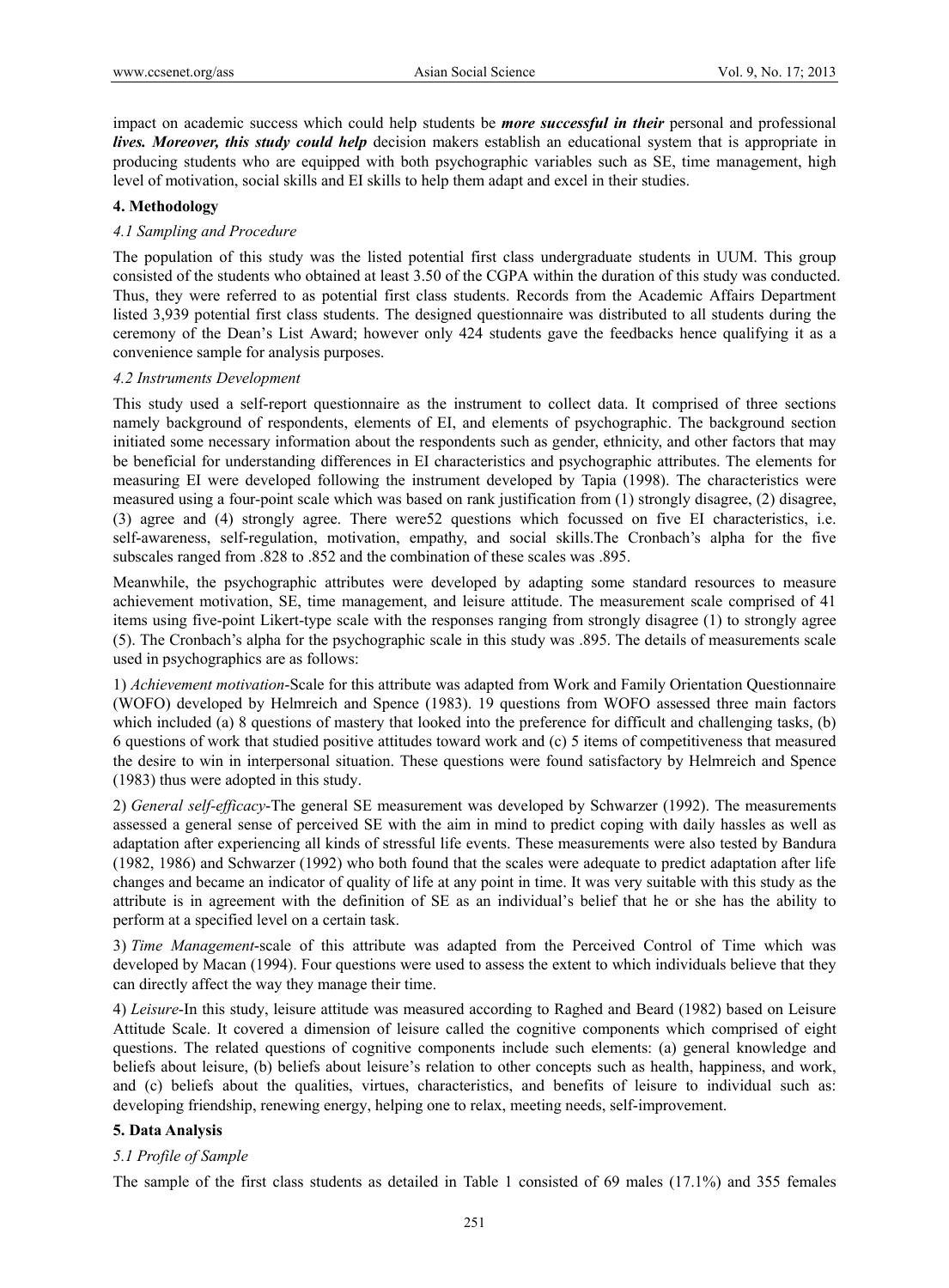impact on academic success which could help students be ***more successful in their*** personal and professional ***lives. Moreover, this study could help*** decision makers establish an educational system that is appropriate in producing students who are equipped with both psychographic variables such as SE, time management, high level of motivation, social skills and EI skills to help them adapt and excel in their studies.

## 4. Methodology

### *4.1 Sampling and Procedure*

The population of this study was the listed potential first class undergraduate students in UUM. This group consisted of the students who obtained at least 3.50 of the CGPA within the duration of this study was conducted. Thus, they were referred to as potential first class students. Records from the Academic Affairs Department listed 3,939 potential first class students. The designed questionnaire was distributed to all students during the ceremony of the Dean's List Award; however only 424 students gave the feedbacks hence qualifying it as a convenience sample for analysis purposes.

### *4.2 Instruments Development*

This study used a self-report questionnaire as the instrument to collect data. It comprised of three sections namely background of respondents, elements of EI, and elements of psychographic. The background section initiated some necessary information about the respondents such as gender, ethnicity, and other factors that may be beneficial for understanding differences in EI characteristics and psychographic attributes. The elements for measuring EI were developed following the instrument developed by Tapia (1998). The characteristics were measured using a four-point scale which was based on rank justification from (1) strongly disagree, (2) disagree, (3) agree and (4) strongly agree. There were52 questions which focussed on five EI characteristics, i.e. self-awareness, self-regulation, motivation, empathy, and social skills.The Cronbach's alpha for the five subscales ranged from .828 to .852 and the combination of these scales was .895.

Meanwhile, the psychographic attributes were developed by adapting some standard resources to measure achievement motivation, SE, time management, and leisure attitude. The measurement scale comprised of 41 items using five-point Likert-type scale with the responses ranging from strongly disagree (1) to strongly agree (5). The Cronbach's alpha for the psychographic scale in this study was .895. The details of measurements scale used in psychographics are as follows:

1) *Achievement motivation*-Scale for this attribute was adapted from Work and Family Orientation Questionnaire (WOFO) developed by Helmreich and Spence (1983). 19 questions from WOFO assessed three main factors which included (a) 8 questions of mastery that looked into the preference for difficult and challenging tasks, (b) 6 questions of work that studied positive attitudes toward work and (c) 5 items of competitiveness that measured the desire to win in interpersonal situation. These questions were found satisfactory by Helmreich and Spence (1983) thus were adopted in this study.

2) *General self-efficacy*-The general SE measurement was developed by Schwarzer (1992). The measurements assessed a general sense of perceived SE with the aim in mind to predict coping with daily hassles as well as adaptation after experiencing all kinds of stressful life events. These measurements were also tested by Bandura (1982, 1986) and Schwarzer (1992) who both found that the scales were adequate to predict adaptation after life changes and became an indicator of quality of life at any point in time. It was very suitable with this study as the attribute is in agreement with the definition of SE as an individual's belief that he or she has the ability to perform at a specified level on a certain task.

3) *Time Management*-scale of this attribute was adapted from the Perceived Control of Time which was developed by Macan (1994). Four questions were used to assess the extent to which individuals believe that they can directly affect the way they manage their time.

4) *Leisure*-In this study, leisure attitude was measured according to Raghed and Beard (1982) based on Leisure Attitude Scale. It covered a dimension of leisure called the cognitive components which comprised of eight questions. The related questions of cognitive components include such elements: (a) general knowledge and beliefs about leisure, (b) beliefs about leisure's relation to other concepts such as health, happiness, and work, and (c) beliefs about the qualities, virtues, characteristics, and benefits of leisure to individual such as: developing friendship, renewing energy, helping one to relax, meeting needs, self-improvement.

## 5. Data Analysis

### *5.1 Profile of Sample*

The sample of the first class students as detailed in Table 1 consisted of 69 males (17.1%) and 355 females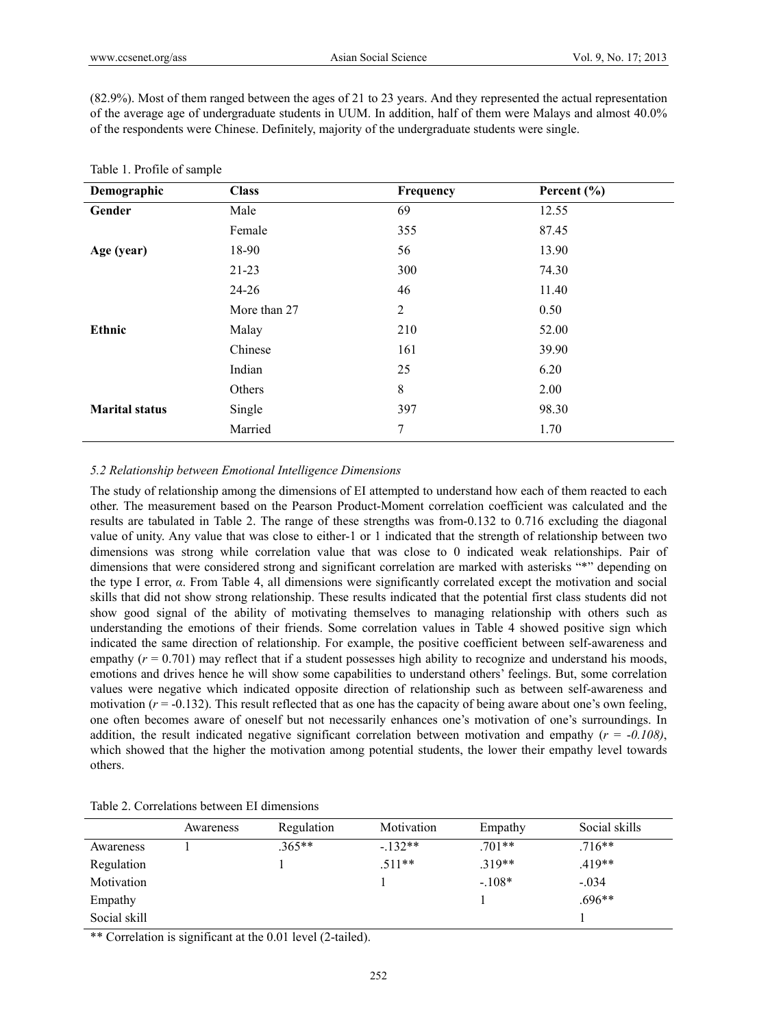(82.9%). Most of them ranged between the ages of 21 to 23 years. And they represented the actual representation of the average age of undergraduate students in UUM. In addition, half of them were Malays and almost 40.0% of the respondents were Chinese. Definitely, majority of the undergraduate students were single.

Table 1. Profile of sample

| Demographic | Class | Frequency | Percent (%) |
|---|---|---|---|
| **Gender** | Male | 69 | 12.55 |
| | Female | 355 | 87.45 |
| **Age (year)** | 18-90 | 56 | 13.90 |
| | 21-23 | 300 | 74.30 |
| | 24-26 | 46 | 11.40 |
| | More than 27 | 2 | 0.50 |
| **Ethnic** | Malay | 210 | 52.00 |
| | Chinese | 161 | 39.90 |
| | Indian | 25 | 6.20 |
| | Others | 8 | 2.00 |
| **Marital status** | Single | 397 | 98.30 |
| | Married | 7 | 1.70 |

### *5.2 Relationship between Emotional Intelligence Dimensions*

The study of relationship among the dimensions of EI attempted to understand how each of them reacted to each other. The measurement based on the Pearson Product-Moment correlation coefficient was calculated and the results are tabulated in Table 2. The range of these strengths was from-0.132 to 0.716 excluding the diagonal value of unity. Any value that was close to either-1 or 1 indicated that the strength of relationship between two dimensions was strong while correlation value that was close to 0 indicated weak relationships. Pair of dimensions that were considered strong and significant correlation are marked with asterisks "*" depending on the type I error, $\alpha$. From Table 4, all dimensions were significantly correlated except the motivation and social skills that did not show strong relationship. These results indicated that the potential first class students did not show good signal of the ability of motivating themselves to managing relationship with others such as understanding the emotions of their friends. Some correlation values in Table 4 showed positive sign which indicated the same direction of relationship. For example, the positive coefficient between self-awareness and empathy ($r = 0.701$) may reflect that if a student possesses high ability to recognize and understand his moods, emotions and drives hence he will show some capabilities to understand others' feelings. But, some correlation values were negative which indicated opposite direction of relationship such as between self-awareness and motivation ($r = -0.132$). This result reflected that as one has the capacity of being aware about one's own feeling, one often becomes aware of oneself but not necessarily enhances one's motivation of one's surroundings. In addition, the result indicated negative significant correlation between motivation and empathy ($r = -0.108$), which showed that the higher the motivation among potential students, the lower their empathy level towards others.

Table 2. Correlations between EI dimensions

| | Awareness | Regulation | Motivation | Empathy | Social skills |
|---|---|---|---|---|---|
| Awareness | 1 | .365** | -.132** | .701** | .716** |
| Regulation | | 1 | .511** | .319** | .419** |
| Motivation | | | 1 | -.108* | -.034 |
| Empathy | | | | 1 | .696** |
| Social skill | | | | | 1 |

** Correlation is significant at the 0.01 level (2-tailed).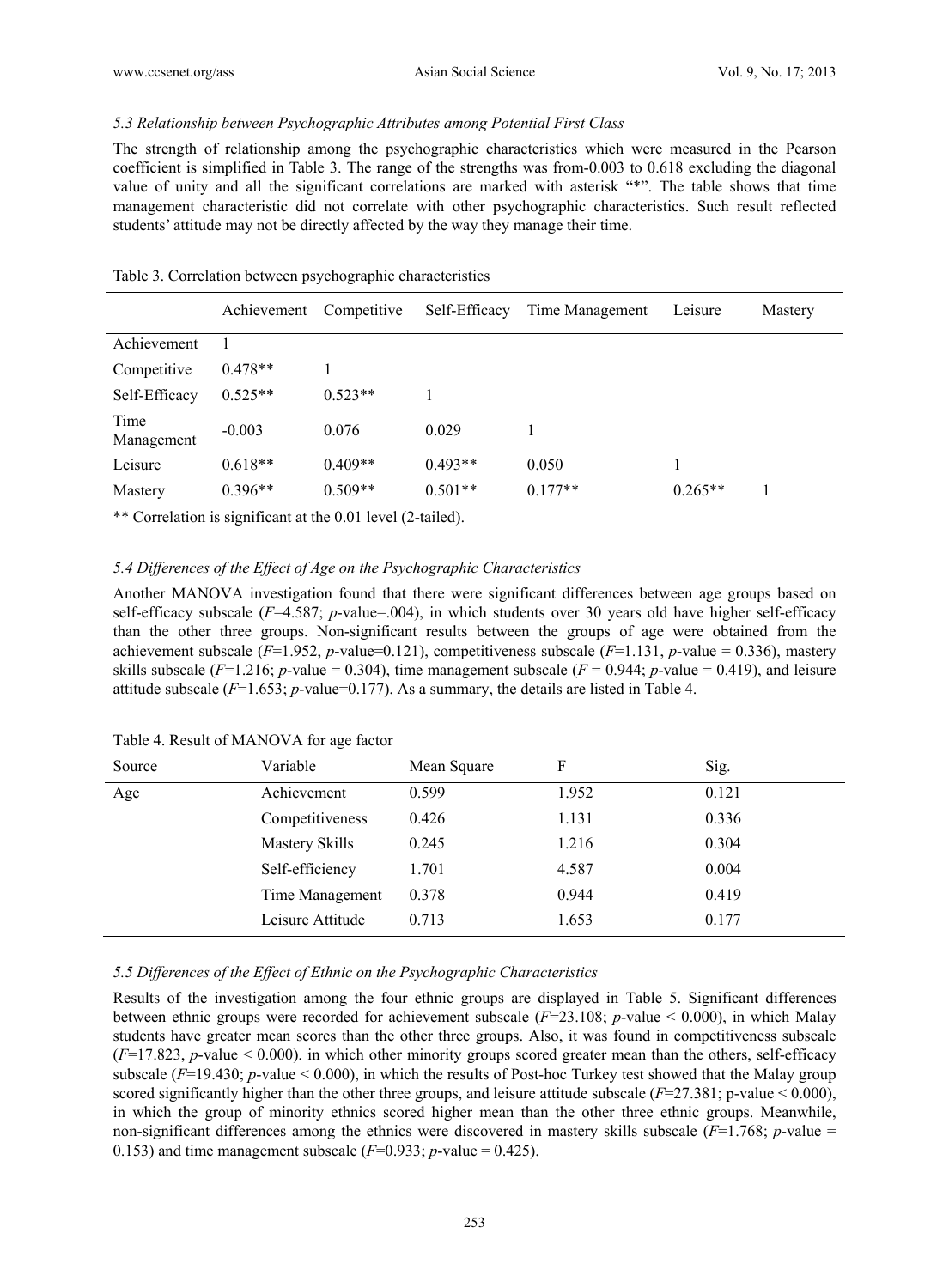### *5.3 Relationship between Psychographic Attributes among Potential First Class*

The strength of relationship among the psychographic characteristics which were measured in the Pearson coefficient is simplified in Table 3. The range of the strengths was from-0.003 to 0.618 excluding the diagonal value of unity and all the significant correlations are marked with asterisk "*". The table shows that time management characteristic did not correlate with other psychographic characteristics. Such result reflected students' attitude may not be directly affected by the way they manage their time.

Table 3. Correlation between psychographic characteristics

| | Achievement | Competitive | Self-Efficacy | Time Management | Leisure | Mastery |
|---|---|---|---|---|---|---|
| Achievement | 1 | | | | | |
| Competitive | 0.478** | 1 | | | | |
| Self-Efficacy | 0.525** | 0.523** | 1 | | | |
| Time Management | -0.003 | 0.076 | 0.029 | 1 | | |
| Leisure | 0.618** | 0.409** | 0.493** | 0.050 | 1 | |
| Mastery | 0.396** | 0.509** | 0.501** | 0.177** | 0.265** | 1 |

** Correlation is significant at the 0.01 level (2-tailed).

### *5.4 Differences of the Effect of Age on the Psychographic Characteristics*

Another MANOVA investigation found that there were significant differences between age groups based on self-efficacy subscale ($F$=4.587; $p$-value=.004), in which students over 30 years old have higher self-efficacy than the other three groups. Non-significant results between the groups of age were obtained from the achievement subscale ($F$=1.952, $p$-value=0.121), competitiveness subscale ($F$=1.131, $p$-value = 0.336), mastery skills subscale ($F$=1.216; $p$-value = 0.304), time management subscale ($F$ = 0.944; $p$-value = 0.419), and leisure attitude subscale ($F$=1.653; $p$-value=0.177). As a summary, the details are listed in Table 4.

Table 4. Result of MANOVA for age factor

| Source | Variable | Mean Square | F | Sig. |
|---|---|---|---|---|
| Age | Achievement | 0.599 | 1.952 | 0.121 |
| | Competitiveness | 0.426 | 1.131 | 0.336 |
| | Mastery Skills | 0.245 | 1.216 | 0.304 |
| | Self-efficiency | 1.701 | 4.587 | 0.004 |
| | Time Management | 0.378 | 0.944 | 0.419 |
| | Leisure Attitude | 0.713 | 1.653 | 0.177 |

### *5.5 Differences of the Effect of Ethnic on the Psychographic Characteristics*

Results of the investigation among the four ethnic groups are displayed in Table 5. Significant differences between ethnic groups were recorded for achievement subscale ($F$=23.108; $p$-value < 0.000), in which Malay students have greater mean scores than the other three groups. Also, it was found in competitiveness subscale ($F$=17.823, $p$-value < 0.000). in which other minority groups scored greater mean than the others, self-efficacy subscale ($F$=19.430; $p$-value < 0.000), in which the results of Post-hoc Turkey test showed that the Malay group scored significantly higher than the other three groups, and leisure attitude subscale ($F$=27.381; p-value < 0.000), in which the group of minority ethnics scored higher mean than the other three ethnic groups. Meanwhile, non-significant differences among the ethnics were discovered in mastery skills subscale ($F$=1.768; $p$-value = 0.153) and time management subscale ($F$=0.933; $p$-value = 0.425).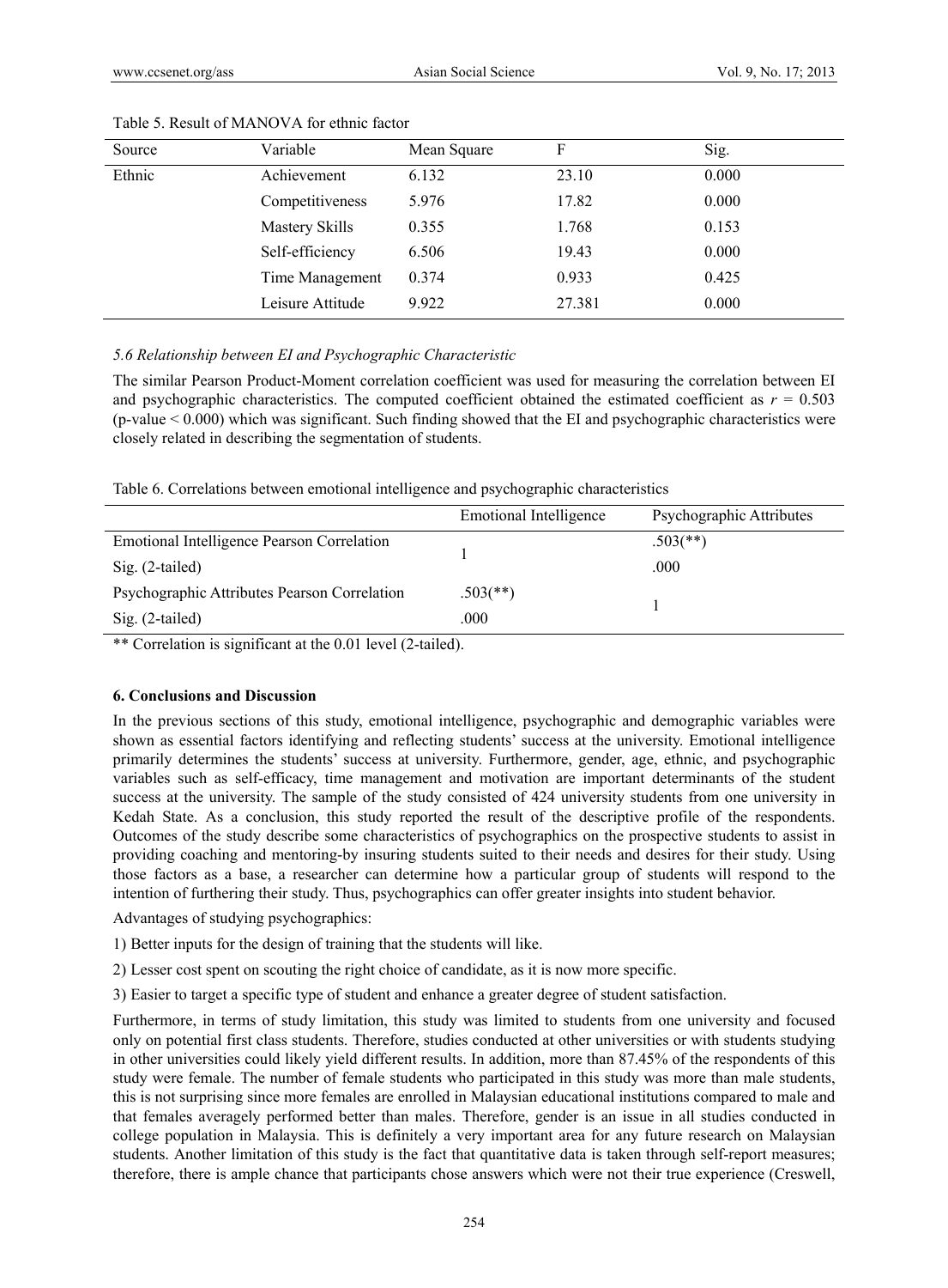Table 5. Result of MANOVA for ethnic factor

| Source | Variable | Mean Square | F | Sig. |
|---|---|---|---|---|
| Ethnic | Achievement | 6.132 | 23.10 | 0.000 |
| | Competitiveness | 5.976 | 17.82 | 0.000 |
| | Mastery Skills | 0.355 | 1.768 | 0.153 |
| | Self-efficiency | 6.506 | 19.43 | 0.000 |
| | Time Management | 0.374 | 0.933 | 0.425 |
| | Leisure Attitude | 9.922 | 27.381 | 0.000 |

### *5.6 Relationship between EI and Psychographic Characteristic*

The similar Pearson Product-Moment correlation coefficient was used for measuring the correlation between EI and psychographic characteristics. The computed coefficient obtained the estimated coefficient as $r = 0.503$ (p-value $< 0.000$) which was significant. Such finding showed that the EI and psychographic characteristics were closely related in describing the segmentation of students.

Table 6. Correlations between emotional intelligence and psychographic characteristics

| | Emotional Intelligence | Psychographic Attributes |
|---|---|---|
| Emotional Intelligence Pearson Correlation | 1 | .503(**) |
| Sig. (2-tailed) | | .000 |
| Psychographic Attributes Pearson Correlation | .503(**) | 1 |
| Sig. (2-tailed) | .000 | |

** Correlation is significant at the 0.01 level (2-tailed).

## 6. Conclusions and Discussion

In the previous sections of this study, emotional intelligence, psychographic and demographic variables were shown as essential factors identifying and reflecting students' success at the university. Emotional intelligence primarily determines the students' success at university. Furthermore, gender, age, ethnic, and psychographic variables such as self-efficacy, time management and motivation are important determinants of the student success at the university. The sample of the study consisted of 424 university students from one university in Kedah State. As a conclusion, this study reported the result of the descriptive profile of the respondents. Outcomes of the study describe some characteristics of psychographics on the prospective students to assist in providing coaching and mentoring-by insuring students suited to their needs and desires for their study. Using those factors as a base, a researcher can determine how a particular group of students will respond to the intention of furthering their study. Thus, psychographics can offer greater insights into student behavior.

Advantages of studying psychographics:

1) Better inputs for the design of training that the students will like.

2) Lesser cost spent on scouting the right choice of candidate, as it is now more specific.

3) Easier to target a specific type of student and enhance a greater degree of student satisfaction.

Furthermore, in terms of study limitation, this study was limited to students from one university and focused only on potential first class students. Therefore, studies conducted at other universities or with students studying in other universities could likely yield different results. In addition, more than 87.45% of the respondents of this study were female. The number of female students who participated in this study was more than male students, this is not surprising since more females are enrolled in Malaysian educational institutions compared to male and that females averagely performed better than males. Therefore, gender is an issue in all studies conducted in college population in Malaysia. This is definitely a very important area for any future research on Malaysian students. Another limitation of this study is the fact that quantitative data is taken through self-report measures; therefore, there is ample chance that participants chose answers which were not their true experience (Creswell,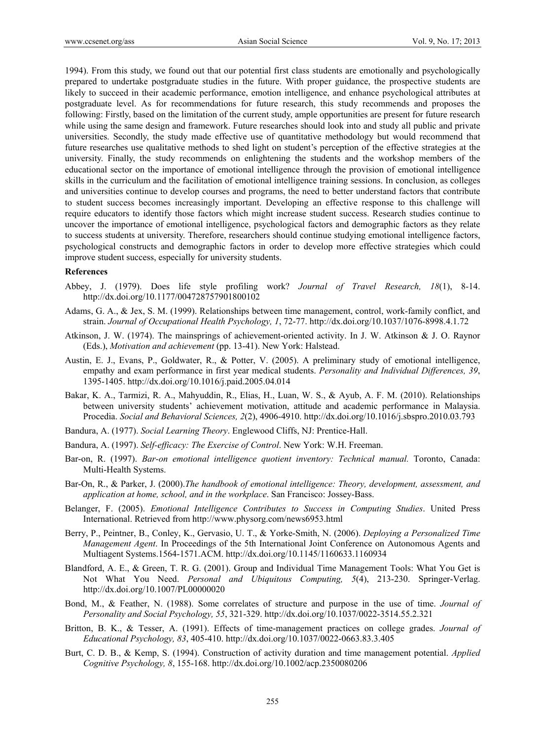1994). From this study, we found out that our potential first class students are emotionally and psychologically prepared to undertake postgraduate studies in the future. With proper guidance, the prospective students are likely to succeed in their academic performance, emotion intelligence, and enhance psychological attributes at postgraduate level. As for recommendations for future research, this study recommends and proposes the following: Firstly, based on the limitation of the current study, ample opportunities are present for future research while using the same design and framework. Future researches should look into and study all public and private universities. Secondly, the study made effective use of quantitative methodology but would recommend that future researches use qualitative methods to shed light on student's perception of the effective strategies at the university. Finally, the study recommends on enlightening the students and the workshop members of the educational sector on the importance of emotional intelligence through the provision of emotional intelligence skills in the curriculum and the facilitation of emotional intelligence training sessions. In conclusion, as colleges and universities continue to develop courses and programs, the need to better understand factors that contribute to student success becomes increasingly important. Developing an effective response to this challenge will require educators to identify those factors which might increase student success. Research studies continue to uncover the importance of emotional intelligence, psychological factors and demographic factors as they relate to success students at university. Therefore, researchers should continue studying emotional intelligence factors, psychological constructs and demographic factors in order to develop more effective strategies which could improve student success, especially for university students.

**References**

Abbey, J. (1979). Does life style profiling work? *Journal of Travel Research, 18*(1), 8-14. http://dx.doi.org/10.1177/004728757901800102

Adams, G. A., & Jex, S. M. (1999). Relationships between time management, control, work-family conflict, and strain. *Journal of Occupational Health Psychology, 1*, 72-77. http://dx.doi.org/10.1037/1076-8998.4.1.72

Atkinson, J. W. (1974). The mainsprings of achievement-oriented activity. In J. W. Atkinson & J. O. Raynor (Eds.), *Motivation and achievement* (pp. 13-41). New York: Halstead.

Austin, E. J., Evans, P., Goldwater, R., & Potter, V. (2005). A preliminary study of emotional intelligence, empathy and exam performance in first year medical students. *Personality and Individual Differences, 39*, 1395-1405. http://dx.doi.org/10.1016/j.paid.2005.04.014

Bakar, K. A., Tarmizi, R. A., Mahyuddin, R., Elias, H., Luan, W. S., & Ayub, A. F. M. (2010). Relationships between university students' achievement motivation, attitude and academic performance in Malaysia. Procedia. *Social and Behavioral Sciences, 2*(2), 4906-4910. http://dx.doi.org/10.1016/j.sbspro.2010.03.793

Bandura, A. (1977). *Social Learning Theory*. Englewood Cliffs, NJ: Prentice-Hall.

Bandura, A. (1997). *Self-efficacy: The Exercise of Control*. New York: W.H. Freeman.

Bar-on, R. (1997). *Bar-on emotional intelligence quotient inventory: Technical manual.* Toronto, Canada: Multi-Health Systems.

Bar-On, R., & Parker, J. (2000).*The handbook of emotional intelligence: Theory, development, assessment, and application at home, school, and in the workplace*. San Francisco: Jossey-Bass.

Belanger, F. (2005). *Emotional Intelligence Contributes to Success in Computing Studies*. United Press International. Retrieved from http://www.physorg.com/news6953.html

Berry, P., Peintner, B., Conley, K., Gervasio, U. T., & Yorke-Smith, N. (2006). *Deploying a Personalized Time Management Agent*. In Proceedings of the 5th International Joint Conference on Autonomous Agents and Multiagent Systems.1564-1571.ACM. http://dx.doi.org/10.1145/1160633.1160934

Blandford, A. E., & Green, T. R. G. (2001). Group and Individual Time Management Tools: What You Get is Not What You Need. *Personal and Ubiquitous Computing, 5*(4), 213-230. Springer-Verlag. http://dx.doi.org/10.1007/PL00000020

Bond, M., & Feather, N. (1988). Some correlates of structure and purpose in the use of time. *Journal of Personality and Social Psychology, 55*, 321-329. http://dx.doi.org/10.1037/0022-3514.55.2.321

Britton, B. K., & Tesser, A. (1991). Effects of time-management practices on college grades. *Journal of Educational Psychology, 83*, 405-410. http://dx.doi.org/10.1037/0022-0663.83.3.405

Burt, C. D. B., & Kemp, S. (1994). Construction of activity duration and time management potential. *Applied Cognitive Psychology, 8*, 155-168. http://dx.doi.org/10.1002/acp.2350080206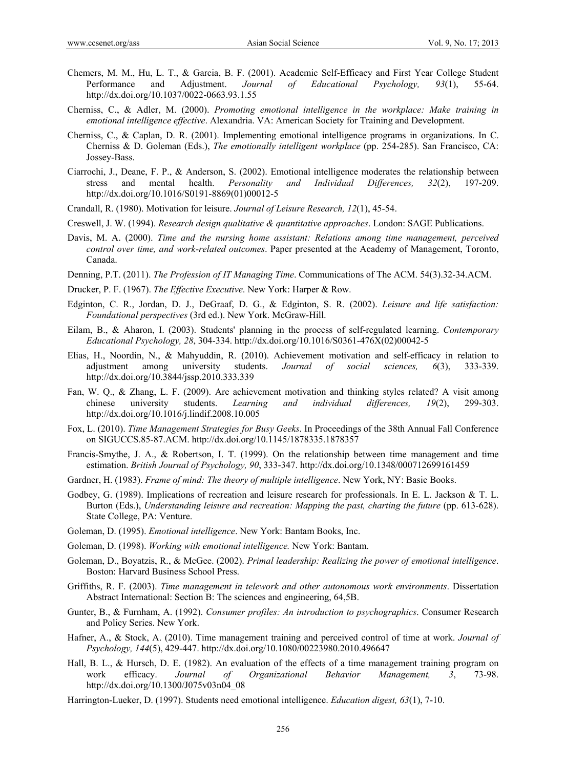Chemers, M. M., Hu, L. T., & Garcia, B. F. (2001). Academic Self-Efficacy and First Year College Student Performance and Adjustment. *Journal of Educational Psychology, 93*(1), 55-64. http://dx.doi.org/10.1037/0022-0663.93.1.55

Cherniss, C., & Adler, M. (2000). *Promoting emotional intelligence in the workplace: Make training in emotional intelligence effective*. Alexandria. VA: American Society for Training and Development.

Cherniss, C., & Caplan, D. R. (2001). Implementing emotional intelligence programs in organizations. In C. Cherniss & D. Goleman (Eds.), *The emotionally intelligent workplace* (pp. 254-285). San Francisco, CA: Jossey-Bass.

Ciarrochi, J., Deane, F. P., & Anderson, S. (2002). Emotional intelligence moderates the relationship between stress and mental health. *Personality and Individual Differences, 32*(2), 197-209. http://dx.doi.org/10.1016/S0191-8869(01)00012-5

Crandall, R. (1980). Motivation for leisure. *Journal of Leisure Research, 12*(1), 45-54.

Creswell, J. W. (1994). *Research design qualitative & quantitative approaches*. London: SAGE Publications.

Davis, M. A. (2000). *Time and the nursing home assistant: Relations among time management, perceived control over time, and work-related outcomes*. Paper presented at the Academy of Management, Toronto, Canada.

Denning, P.T. (2011). *The Profession of IT Managing Time*. Communications of The ACM. 54(3).32-34.ACM.

Drucker, P. F. (1967). *The Effective Executive*. New York: Harper & Row.

Edginton, C. R., Jordan, D. J., DeGraaf, D. G., & Edginton, S. R. (2002). *Leisure and life satisfaction: Foundational perspectives* (3rd ed.). New York. McGraw-Hill.

Eilam, B., & Aharon, I. (2003). Students' planning in the process of self-regulated learning. *Contemporary Educational Psychology, 28*, 304-334. http://dx.doi.org/10.1016/S0361-476X(02)00042-5

Elias, H., Noordin, N., & Mahyuddin, R. (2010). Achievement motivation and self-efficacy in relation to adjustment among university students. *Journal of social sciences, 6*(3), 333-339. http://dx.doi.org/10.3844/jssp.2010.333.339

Fan, W. Q., & Zhang, L. F. (2009). Are achievement motivation and thinking styles related? A visit among chinese university students. *Learning and individual differences, 19*(2), 299-303. http://dx.doi.org/10.1016/j.lindif.2008.10.005

Fox, L. (2010). *Time Management Strategies for Busy Geeks*. In Proceedings of the 38th Annual Fall Conference on SIGUCCS.85-87.ACM. http://dx.doi.org/10.1145/1878335.1878357

Francis-Smythe, J. A., & Robertson, I. T. (1999). On the relationship between time management and time estimation. *British Journal of Psychology, 90*, 333-347. http://dx.doi.org/10.1348/000712699161459

Gardner, H. (1983). *Frame of mind: The theory of multiple intelligence*. New York, NY: Basic Books.

Godbey, G. (1989). Implications of recreation and leisure research for professionals. In E. L. Jackson & T. L. Burton (Eds.), *Understanding leisure and recreation: Mapping the past, charting the future* (pp. 613-628). State College, PA: Venture.

Goleman, D. (1995). *Emotional intelligence*. New York: Bantam Books, Inc.

Goleman, D. (1998). *Working with emotional intelligence.* New York: Bantam.

Goleman, D., Boyatzis, R., & McGee. (2002). *Primal leadership: Realizing the power of emotional intelligence*. Boston: Harvard Business School Press.

Griffiths, R. F. (2003). *Time management in telework and other autonomous work environments*. Dissertation Abstract International: Section B: The sciences and engineering, 64,5B.

Gunter, B., & Furnham, A. (1992). *Consumer profiles: An introduction to psychographics*. Consumer Research and Policy Series. New York.

Hafner, A., & Stock, A. (2010). Time management training and perceived control of time at work. *Journal of Psychology, 144*(5), 429-447. http://dx.doi.org/10.1080/00223980.2010.496647

Hall, B. L., & Hursch, D. E. (1982). An evaluation of the effects of a time management training program on work efficacy. *Journal of Organizational Behavior Management, 3*, 73-98. http://dx.doi.org/10.1300/J075v03n04_08

Harrington-Lueker, D. (1997). Students need emotional intelligence. *Education digest, 63*(1), 7-10.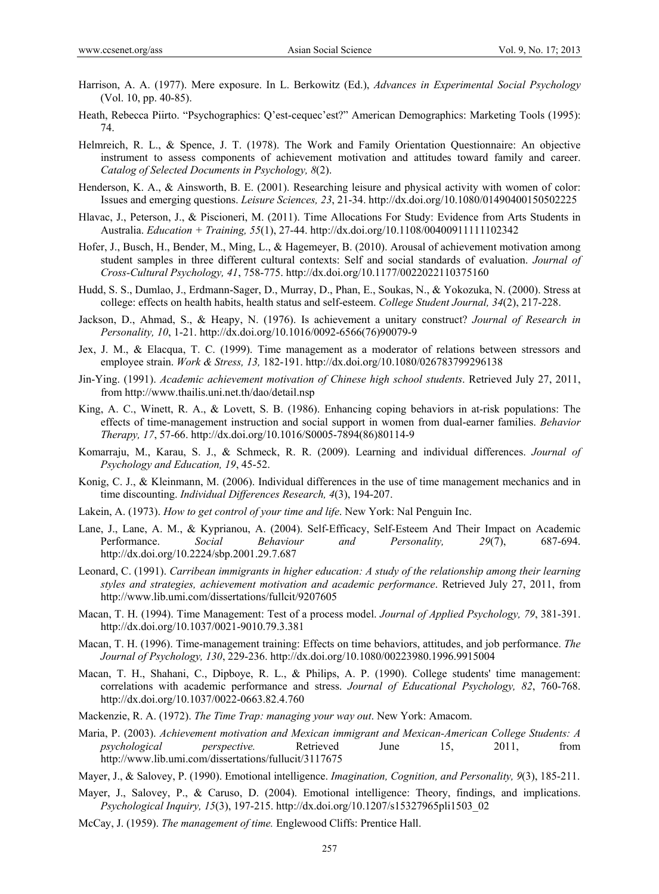Harrison, A. A. (1977). Mere exposure. In L. Berkowitz (Ed.), *Advances in Experimental Social Psychology* (Vol. 10, pp. 40-85).

Heath, Rebecca Piirto. "Psychographics: Q'est-cequec'est?" American Demographics: Marketing Tools (1995): 74.

Helmreich, R. L., & Spence, J. T. (1978). The Work and Family Orientation Questionnaire: An objective instrument to assess components of achievement motivation and attitudes toward family and career. *Catalog of Selected Documents in Psychology, 8*(2).

Henderson, K. A., & Ainsworth, B. E. (2001). Researching leisure and physical activity with women of color: Issues and emerging questions. *Leisure Sciences, 23*, 21-34. http://dx.doi.org/10.1080/01490400150502225

Hlavac, J., Peterson, J., & Piscioneri, M. (2011). Time Allocations For Study: Evidence from Arts Students in Australia. *Education + Training, 55*(1), 27-44. http://dx.doi.org/10.1108/00400911111102342

Hofer, J., Busch, H., Bender, M., Ming, L., & Hagemeyer, B. (2010). Arousal of achievement motivation among student samples in three different cultural contexts: Self and social standards of evaluation. *Journal of Cross-Cultural Psychology, 41*, 758-775. http://dx.doi.org/10.1177/0022022110375160

Hudd, S. S., Dumlao, J., Erdmann-Sager, D., Murray, D., Phan, E., Soukas, N., & Yokozuka, N. (2000). Stress at college: effects on health habits, health status and self-esteem. *College Student Journal, 34*(2), 217-228.

Jackson, D., Ahmad, S., & Heapy, N. (1976). Is achievement a unitary construct? *Journal of Research in Personality, 10*, 1-21. http://dx.doi.org/10.1016/0092-6566(76)90079-9

Jex, J. M., & Elacqua, T. C. (1999). Time management as a moderator of relations between stressors and employee strain. *Work & Stress, 13,* 182-191. http://dx.doi.org/10.1080/026783799296138

Jin-Ying. (1991). *Academic achievement motivation of Chinese high school students*. Retrieved July 27, 2011, from http://www.thailis.uni.net.th/dao/detail.nsp

King, A. C., Winett, R. A., & Lovett, S. B. (1986). Enhancing coping behaviors in at-risk populations: The effects of time-management instruction and social support in women from dual-earner families. *Behavior Therapy, 17*, 57-66. http://dx.doi.org/10.1016/S0005-7894(86)80114-9

Komarraju, M., Karau, S. J., & Schmeck, R. R. (2009). Learning and individual differences. *Journal of Psychology and Education, 19*, 45-52.

Konig, C. J., & Kleinmann, M. (2006). Individual differences in the use of time management mechanics and in time discounting. *Individual Differences Research, 4*(3), 194-207.

Lakein, A. (1973). *How to get control of your time and life*. New York: Nal Penguin Inc.

Lane, J., Lane, A. M., & Kyprianou, A. (2004). Self-Efficacy, Self-Esteem And Their Impact on Academic Performance. *Social Behaviour and Personality, 29*(7), 687-694. http://dx.doi.org/10.2224/sbp.2001.29.7.687

Leonard, C. (1991). *Carribean immigrants in higher education: A study of the relationship among their learning styles and strategies, achievement motivation and academic performance*. Retrieved July 27, 2011, from http://www.lib.umi.com/dissertations/fullcit/9207605

Macan, T. H. (1994). Time Management: Test of a process model. *Journal of Applied Psychology, 79*, 381-391. http://dx.doi.org/10.1037/0021-9010.79.3.381

Macan, T. H. (1996). Time-management training: Effects on time behaviors, attitudes, and job performance. *The Journal of Psychology, 130*, 229-236. http://dx.doi.org/10.1080/00223980.1996.9915004

Macan, T. H., Shahani, C., Dipboye, R. L., & Philips, A. P. (1990). College students' time management: correlations with academic performance and stress. *Journal of Educational Psychology, 82*, 760-768. http://dx.doi.org/10.1037/0022-0663.82.4.760

Mackenzie, R. A. (1972). *The Time Trap: managing your way out*. New York: Amacom.

Maria, P. (2003). *Achievement motivation and Mexican immigrant and Mexican-American College Students: A psychological perspective.* Retrieved June 15, 2011, from http://www.lib.umi.com/dissertations/fullucit/3117675

Mayer, J., & Salovey, P. (1990). Emotional intelligence. *Imagination, Cognition, and Personality, 9*(3), 185-211.

Mayer, J., Salovey, P., & Caruso, D. (2004). Emotional intelligence: Theory, findings, and implications. *Psychological Inquiry, 15*(3), 197-215. http://dx.doi.org/10.1207/s15327965pli1503_02

McCay, J. (1959). *The management of time.* Englewood Cliffs: Prentice Hall.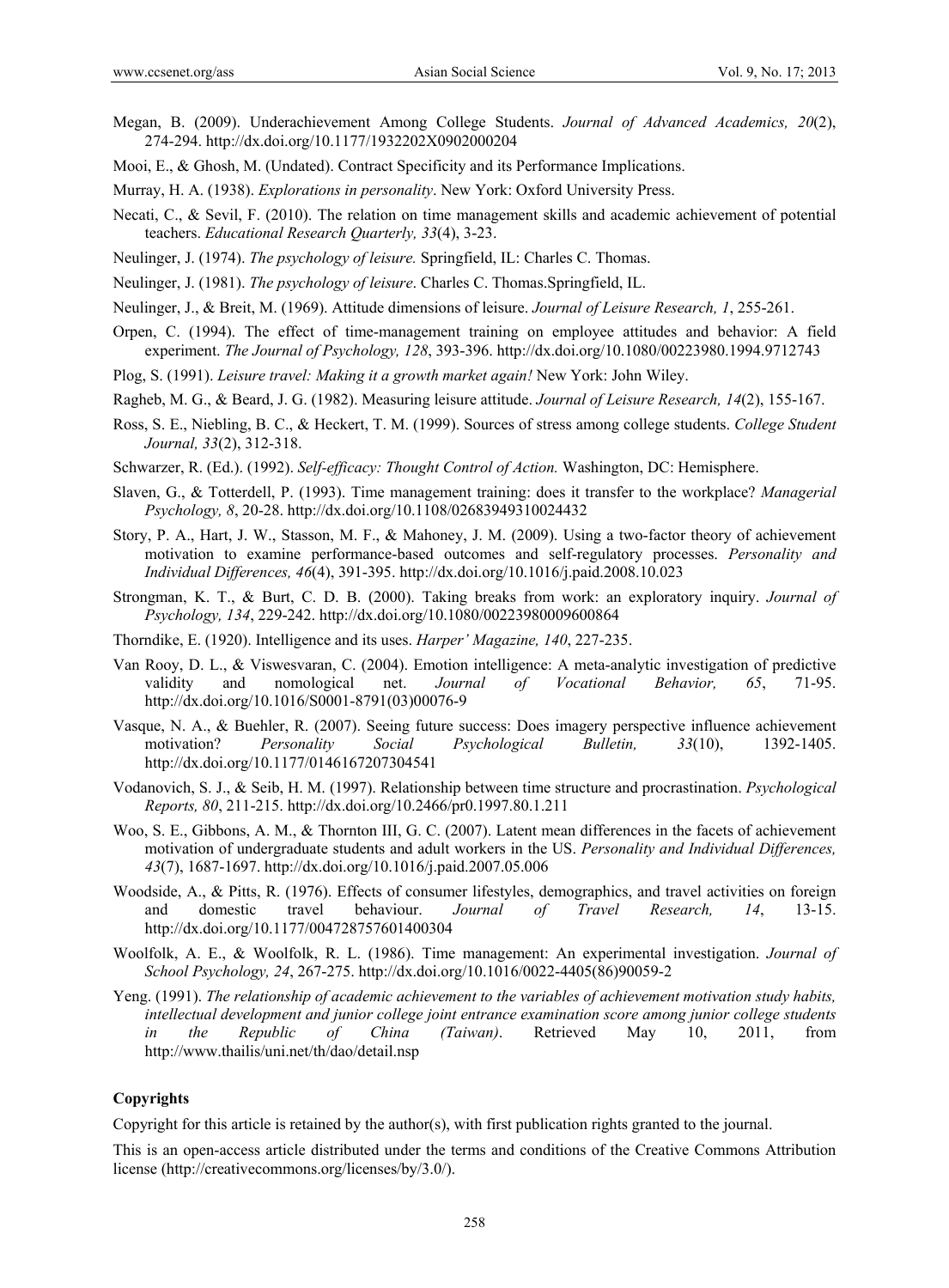Megan, B. (2009). Underachievement Among College Students. *Journal of Advanced Academics, 20*(2), 274-294. http://dx.doi.org/10.1177/1932202X0902000204

Mooi, E., & Ghosh, M. (Undated). Contract Specificity and its Performance Implications.

Murray, H. A. (1938). *Explorations in personality*. New York: Oxford University Press.

Necati, C., & Sevil, F. (2010). The relation on time management skills and academic achievement of potential teachers. *Educational Research Quarterly, 33*(4), 3-23.

Neulinger, J. (1974). *The psychology of leisure.* Springfield, IL: Charles C. Thomas.

Neulinger, J. (1981). *The psychology of leisure*. Charles C. Thomas.Springfield, IL.

Neulinger, J., & Breit, M. (1969). Attitude dimensions of leisure. *Journal of Leisure Research, 1*, 255-261.

Orpen, C. (1994). The effect of time-management training on employee attitudes and behavior: A field experiment. *The Journal of Psychology, 128*, 393-396. http://dx.doi.org/10.1080/00223980.1994.9712743

Plog, S. (1991). *Leisure travel: Making it a growth market again!* New York: John Wiley.

Ragheb, M. G., & Beard, J. G. (1982). Measuring leisure attitude. *Journal of Leisure Research, 14*(2), 155-167.

Ross, S. E., Niebling, B. C., & Heckert, T. M. (1999). Sources of stress among college students. *College Student Journal, 33*(2), 312-318.

Schwarzer, R. (Ed.). (1992). *Self-efficacy: Thought Control of Action.* Washington, DC: Hemisphere.

Slaven, G., & Totterdell, P. (1993). Time management training: does it transfer to the workplace? *Managerial Psychology, 8*, 20-28. http://dx.doi.org/10.1108/02683949310024432

Story, P. A., Hart, J. W., Stasson, M. F., & Mahoney, J. M. (2009). Using a two-factor theory of achievement motivation to examine performance-based outcomes and self-regulatory processes. *Personality and Individual Differences, 46*(4), 391-395. http://dx.doi.org/10.1016/j.paid.2008.10.023

Strongman, K. T., & Burt, C. D. B. (2000). Taking breaks from work: an exploratory inquiry. *Journal of Psychology, 134*, 229-242. http://dx.doi.org/10.1080/00223980009600864

Thorndike, E. (1920). Intelligence and its uses. *Harper' Magazine, 140*, 227-235.

Van Rooy, D. L., & Viswesvaran, C. (2004). Emotion intelligence: A meta-analytic investigation of predictive validity and nomological net. *Journal of Vocational Behavior, 65*, 71-95. http://dx.doi.org/10.1016/S0001-8791(03)00076-9

Vasque, N. A., & Buehler, R. (2007). Seeing future success: Does imagery perspective influence achievement motivation? *Personality Social Psychological Bulletin, 33*(10), 1392-1405. http://dx.doi.org/10.1177/0146167207304541

Vodanovich, S. J., & Seib, H. M. (1997). Relationship between time structure and procrastination. *Psychological Reports, 80*, 211-215. http://dx.doi.org/10.2466/pr0.1997.80.1.211

Woo, S. E., Gibbons, A. M., & Thornton III, G. C. (2007). Latent mean differences in the facets of achievement motivation of undergraduate students and adult workers in the US. *Personality and Individual Differences, 43*(7), 1687-1697. http://dx.doi.org/10.1016/j.paid.2007.05.006

Woodside, A., & Pitts, R. (1976). Effects of consumer lifestyles, demographics, and travel activities on foreign and domestic travel behaviour. *Journal of Travel Research, 14*, 13-15. http://dx.doi.org/10.1177/004728757601400304

Woolfolk, A. E., & Woolfolk, R. L. (1986). Time management: An experimental investigation. *Journal of School Psychology, 24*, 267-275. http://dx.doi.org/10.1016/0022-4405(86)90059-2

Yeng. (1991). *The relationship of academic achievement to the variables of achievement motivation study habits, intellectual development and junior college joint entrance examination score among junior college students in the Republic of China (Taiwan)*. Retrieved May 10, 2011, from http://www.thailis/uni.net/th/dao/detail.nsp

**Copyrights**

Copyright for this article is retained by the author(s), with first publication rights granted to the journal.

This is an open-access article distributed under the terms and conditions of the Creative Commons Attribution license (http://creativecommons.org/licenses/by/3.0/).